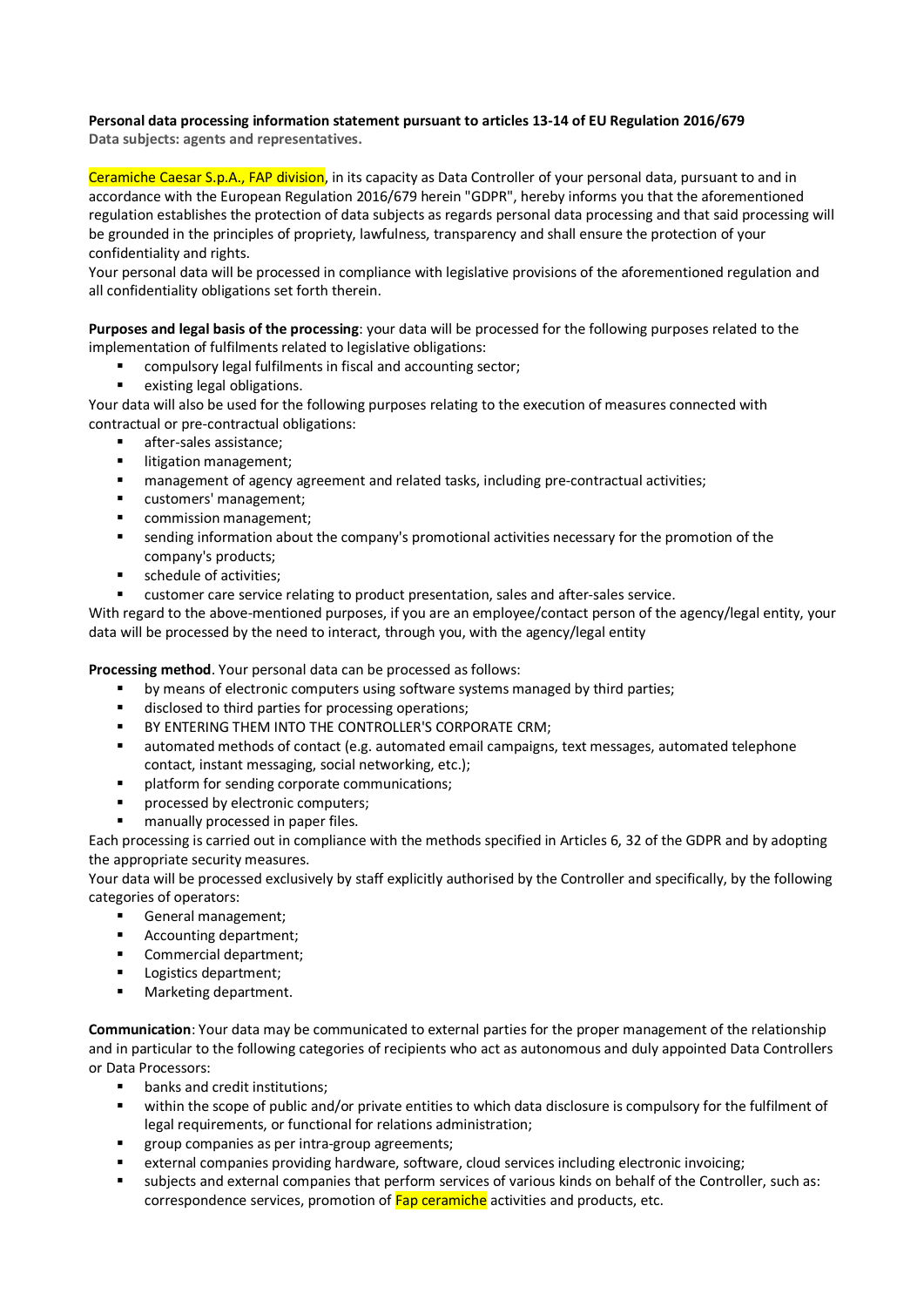**Personal data processing information statement pursuant to articles 13-14 of EU Regulation 2016/679**

**Data subjects: agents and representatives.**

Ceramiche Caesar S.p.A., FAP division, in its capacity as Data Controller of your personal data, pursuant to and in accordance with the European Regulation 2016/679 herein "GDPR", hereby informs you that the aforementioned regulation establishes the protection of data subjects as regards personal data processing and that said processing will be grounded in the principles of propriety, lawfulness, transparency and shall ensure the protection of your confidentiality and rights.

Your personal data will be processed in compliance with legislative provisions of the aforementioned regulation and all confidentiality obligations set forth therein.

**Purposes and legal basis of the processing**: your data will be processed for the following purposes related to the implementation of fulfilments related to legislative obligations:

- compulsory legal fulfilments in fiscal and accounting sector;
- existing legal obligations.

Your data will also be used for the following purposes relating to the execution of measures connected with contractual or pre-contractual obligations:

- after-sales assistance;
- litigation management;
- management of agency agreement and related tasks, including pre-contractual activities;
- customers' management;
- commission management;
- sending information about the company's promotional activities necessary for the promotion of the company's products;
- schedule of activities;
- customer care service relating to product presentation, sales and after-sales service.

With regard to the above-mentioned purposes, if you are an employee/contact person of the agency/legal entity, your data will be processed by the need to interact, through you, with the agency/legal entity

**Processing method**. Your personal data can be processed as follows:

- by means of electronic computers using software systems managed by third parties;
- disclosed to third parties for processing operations;
- BY ENTERING THEM INTO THE CONTROLLER'S CORPORATE CRM;
- automated methods of contact (e.g. automated email campaigns, text messages, automated telephone contact, instant messaging, social networking, etc.);
- platform for sending corporate communications;
- processed by electronic computers;
- manually processed in paper files.

Each processing is carried out in compliance with the methods specified in Articles 6, 32 of the GDPR and by adopting the appropriate security measures.

Your data will be processed exclusively by staff explicitly authorised by the Controller and specifically, by the following categories of operators:

- General management;
- Accounting department;
- Commercial department;
- Logistics department;
- Marketing department.

**Communication**: Your data may be communicated to external parties for the proper management of the relationship and in particular to the following categories of recipients who act as autonomous and duly appointed Data Controllers or Data Processors:

- banks and credit institutions;
- within the scope of public and/or private entities to which data disclosure is compulsory for the fulfilment of legal requirements, or functional for relations administration;
- group companies as per intra-group agreements;
- external companies providing hardware, software, cloud services including electronic invoicing;
- subjects and external companies that perform services of various kinds on behalf of the Controller, such as: correspondence services, promotion of Fap ceramiche activities and products, etc.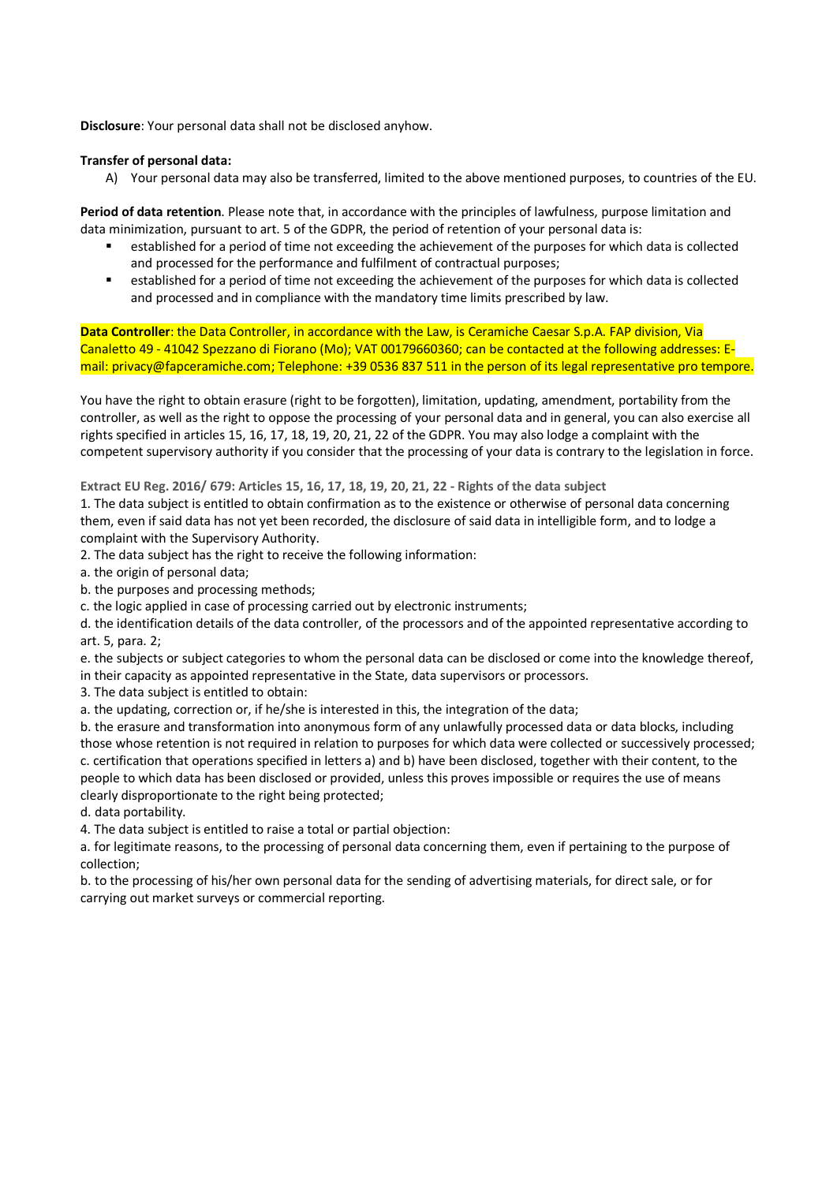**Disclosure**: Your personal data shall not be disclosed anyhow.

**Transfer of personal data:**

A) Your personal data may also be transferred, limited to the above mentioned purposes, to countries of the EU.

**Period of data retention**. Please note that, in accordance with the principles of lawfulness, purpose limitation and data minimization, pursuant to art. 5 of the GDPR, the period of retention of your personal data is:

- established for a period of time not exceeding the achievement of the purposes for which data is collected and processed for the performance and fulfilment of contractual purposes;
- established for a period of time not exceeding the achievement of the purposes for which data is collected and processed and in compliance with the mandatory time limits prescribed by law.

**Data Controller**: the Data Controller, in accordance with the Law, is Ceramiche Caesar S.p.A. FAP division, Via Canaletto 49 - 41042 Spezzano di Fiorano (Mo); VAT 00179660360; can be contacted at the following addresses: E-mail: privacy@fapceramiche.com; Telephone: +39 0536 837 511 in the person of its legal representative pro tempore.

You have the right to obtain erasure (right to be forgotten), limitation, updating, amendment, portability from the controller, as well as the right to oppose the processing of your personal data and in general, you can also exercise all rights specified in articles 15, 16, 17, 18, 19, 20, 21, 22 of the GDPR. You may also lodge a complaint with the competent supervisory authority if you consider that the processing of your data is contrary to the legislation in force.

**Extract EU Reg. 2016/ 679: Articles 15, 16, 17, 18, 19, 20, 21, 22 - Rights of the data subject**

1. The data subject is entitled to obtain confirmation as to the existence or otherwise of personal data concerning them, even if said data has not yet been recorded, the disclosure of said data in intelligible form, and to lodge a complaint with the Supervisory Authority.

2. The data subject has the right to receive the following information:

a. the origin of personal data;

b. the purposes and processing methods;

c. the logic applied in case of processing carried out by electronic instruments;

d. the identification details of the data controller, of the processors and of the appointed representative according to art. 5, para. 2;

e. the subjects or subject categories to whom the personal data can be disclosed or come into the knowledge thereof, in their capacity as appointed representative in the State, data supervisors or processors.

3. The data subject is entitled to obtain:

a. the updating, correction or, if he/she is interested in this, the integration of the data;

b. the erasure and transformation into anonymous form of any unlawfully processed data or data blocks, including those whose retention is not required in relation to purposes for which data were collected or successively processed;

c. certification that operations specified in letters a) and b) have been disclosed, together with their content, to the people to which data has been disclosed or provided, unless this proves impossible or requires the use of means clearly disproportionate to the right being protected;

d. data portability.

4. The data subject is entitled to raise a total or partial objection:

a. for legitimate reasons, to the processing of personal data concerning them, even if pertaining to the purpose of collection;

b. to the processing of his/her own personal data for the sending of advertising materials, for direct sale, or for carrying out market surveys or commercial reporting.